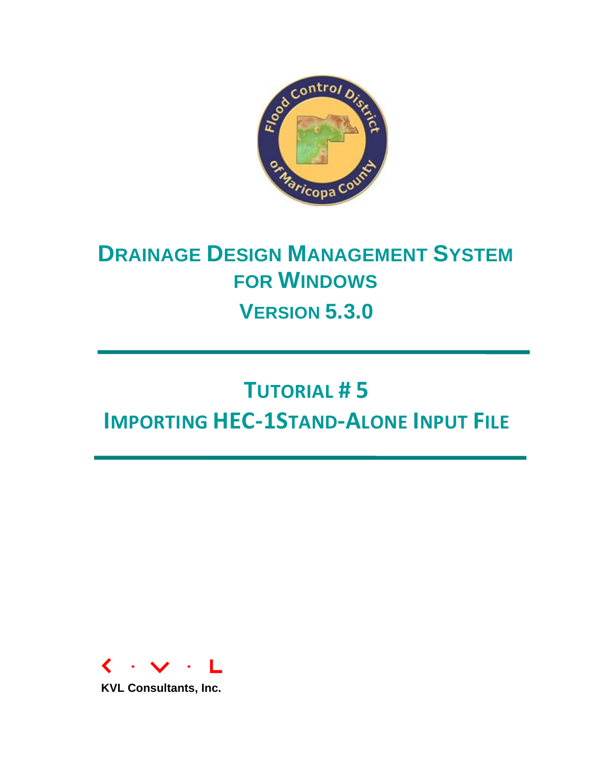# DRAINAGE DESIGN MANAGEMENT SYSTEM FOR WINDOWS

## VERSION 5.3.0

# TUTORIAL # 5

# IMPORTING HEC-1STAND-ALONE INPUT FILE

KVL Consultants, Inc.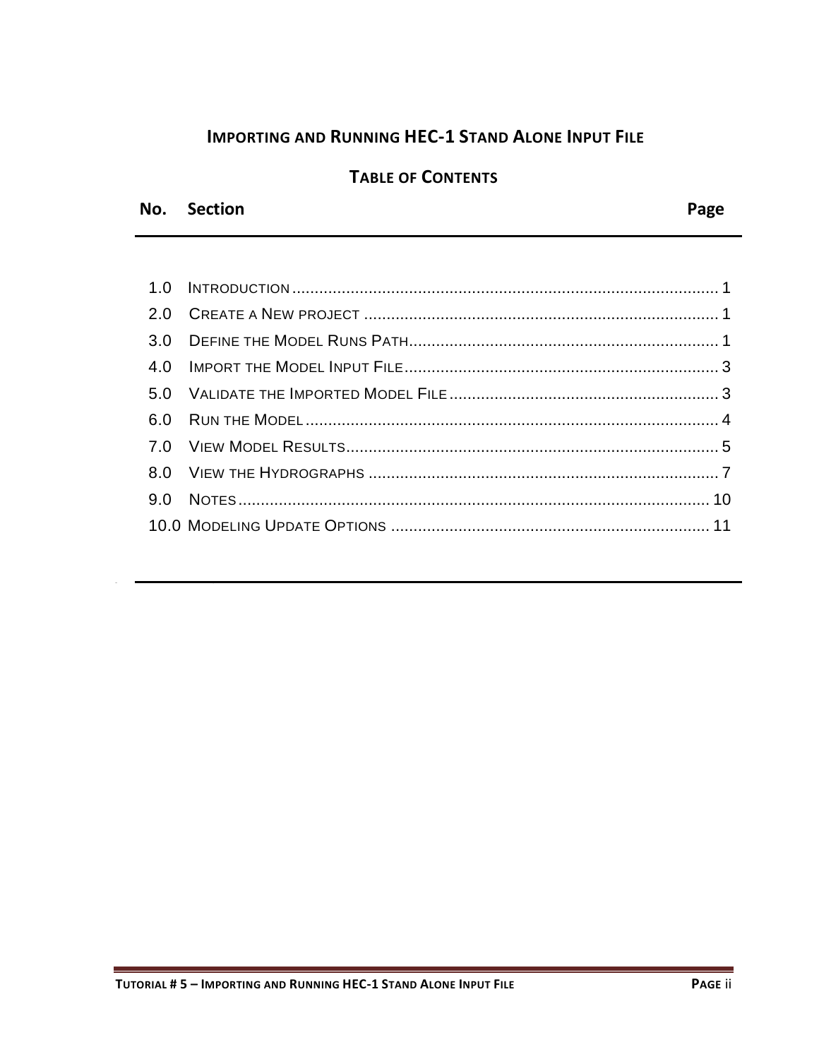# Importing and Running HEC-1 Stand Alone Input File

## Table of Contents

| No. | Section | Page |
|---|---|---|
| 1.0 | Introduction | 1 |
| 2.0 | Create a New project | 1 |
| 3.0 | Define the Model Runs Path | 1 |
| 4.0 | Import the Model Input File | 3 |
| 5.0 | Validate the Imported Model File | 3 |
| 6.0 | Run the Model | 4 |
| 7.0 | View Model Results | 5 |
| 8.0 | View the Hydrographs | 7 |
| 9.0 | Notes | 10 |
| 10.0 | Modeling Update Options | 11 |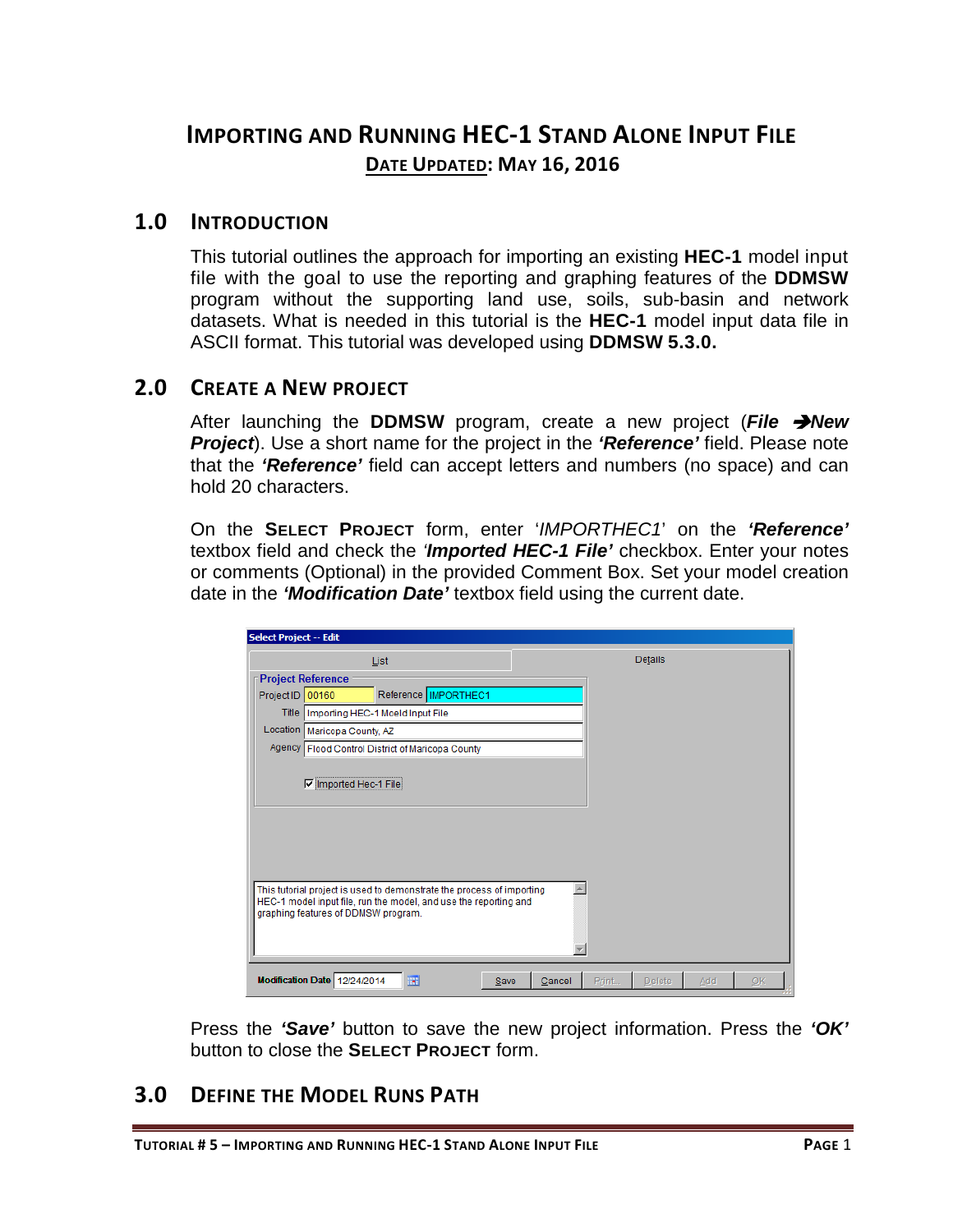# IMPORTING AND RUNNING HEC-1 STAND ALONE INPUT FILE

**DATE UPDATED: MAY 16, 2016**

## 1.0 INTRODUCTION

This tutorial outlines the approach for importing an existing **HEC-1** model input file with the goal to use the reporting and graphing features of the **DDMSW** program without the supporting land use, soils, sub-basin and network datasets. What is needed in this tutorial is the **HEC-1** model input data file in ASCII format. This tutorial was developed using **DDMSW 5.3.0.**

## 2.0 CREATE A NEW PROJECT

After launching the **DDMSW** program, create a new project (***File →New Project***). Use a short name for the project in the ***'Reference'*** field. Please note that the ***'Reference'*** field can accept letters and numbers (no space) and can hold 20 characters.

On the **SELECT PROJECT** form, enter '*IMPORTHEC1*' on the ***'Reference'*** textbox field and check the ***'Imported HEC-1 File'*** checkbox. Enter your notes or comments (Optional) in the provided Comment Box. Set your model creation date in the ***'Modification Date'*** textbox field using the current date.

Press the ***'Save'*** button to save the new project information. Press the ***'OK'*** button to close the **SELECT PROJECT** form.

## 3.0 DEFINE THE MODEL RUNS PATH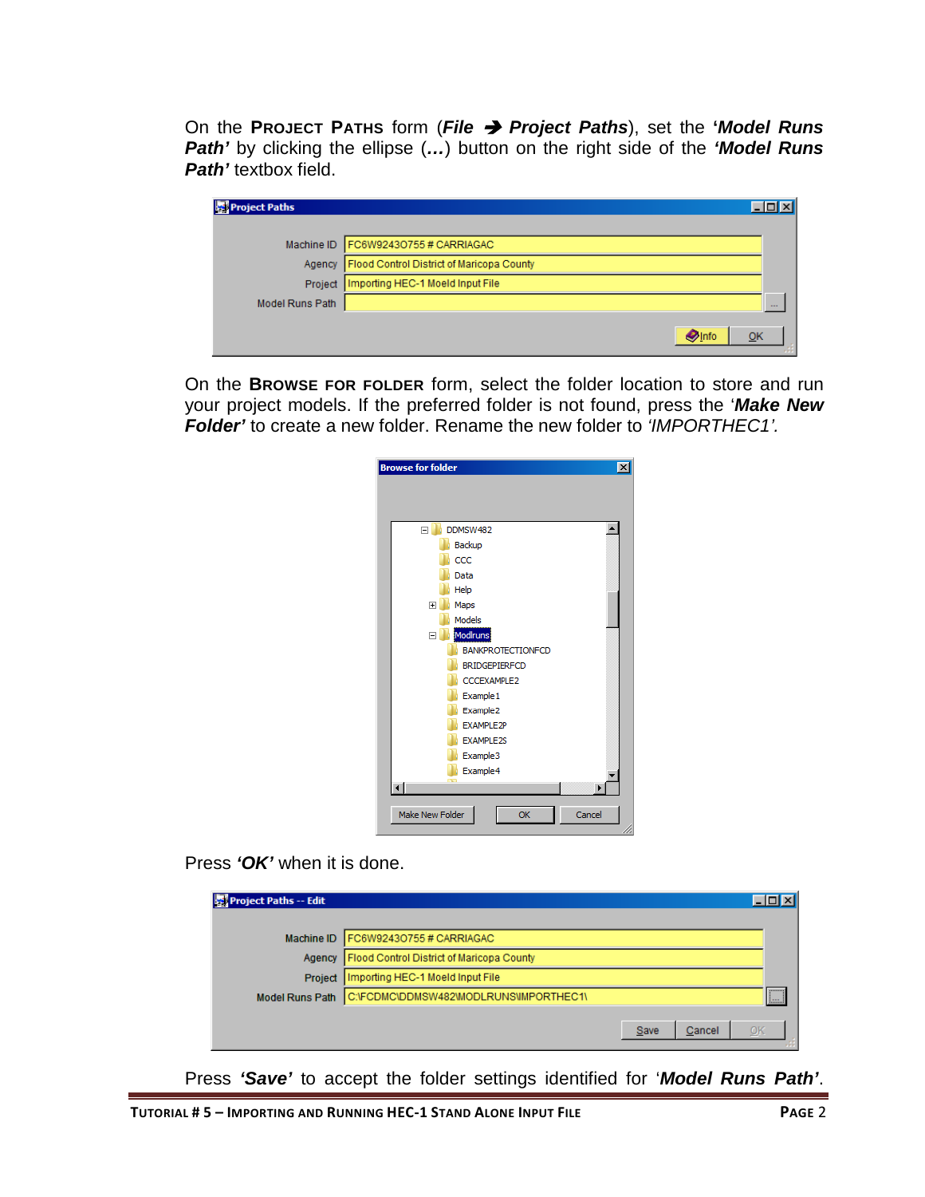On the **PROJECT PATHS** form (***File → Project Paths***), set the ***'Model Runs Path'*** by clicking the ellipse (***...***) button on the right side of the ***'Model Runs Path'*** textbox field.

On the **BROWSE FOR FOLDER** form, select the folder location to store and run your project models. If the preferred folder is not found, press the '***Make New Folder'*** to create a new folder. Rename the new folder to *'IMPORTHEC1'.*

Press ***'OK'*** when it is done.

Press ***'Save'*** to accept the folder settings identified for '***Model Runs Path'***.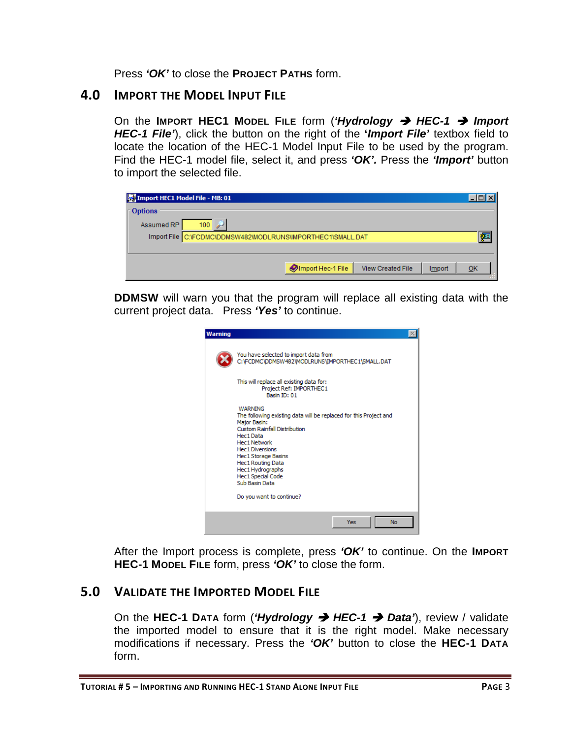Press ***'OK'*** to close the **PROJECT PATHS** form.

## 4.0 IMPORT THE MODEL INPUT FILE

On the **IMPORT HEC1 MODEL FILE** form (***'Hydrology → HEC-1 → Import HEC-1 File'***), click the button on the right of the ***'Import File'*** textbox field to locate the location of the HEC-1 Model Input File to be used by the program. Find the HEC-1 model file, select it, and press ***'OK'.*** Press the ***'Import'*** button to import the selected file.

**DDMSW** will warn you that the program will replace all existing data with the current project data. Press ***'Yes'*** to continue.

After the Import process is complete, press ***'OK'*** to continue. On the **IMPORT HEC-1 MODEL FILE** form, press ***'OK'*** to close the form.

## 5.0 VALIDATE THE IMPORTED MODEL FILE

On the **HEC-1 DATA** form (***'Hydrology → HEC-1 → Data'***), review / validate the imported model to ensure that it is the right model. Make necessary modifications if necessary. Press the ***'OK'*** button to close the **HEC-1 DATA** form.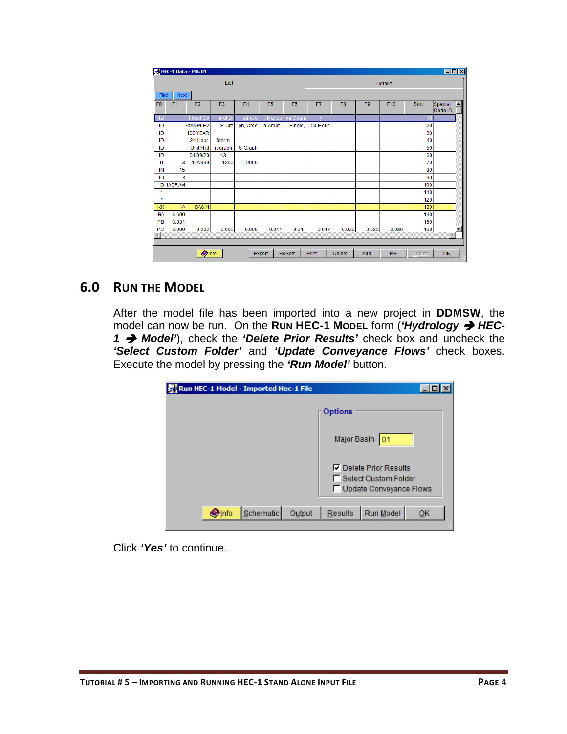## 6.0 RUN THE MODEL

After the model file has been imported into a new project in **DDMSW**, the model can now be run. On the **RUN HEC-1 MODEL** form (***'Hydrology → HEC-1 → Model'***), check the ***'Delete Prior Results'*** check box and uncheck the ***'Select Custom Folder'*** and ***'Update Conveyance Flows'*** check boxes. Execute the model by pressing the ***'Run Model'*** button.

Click ***'Yes'*** to continue.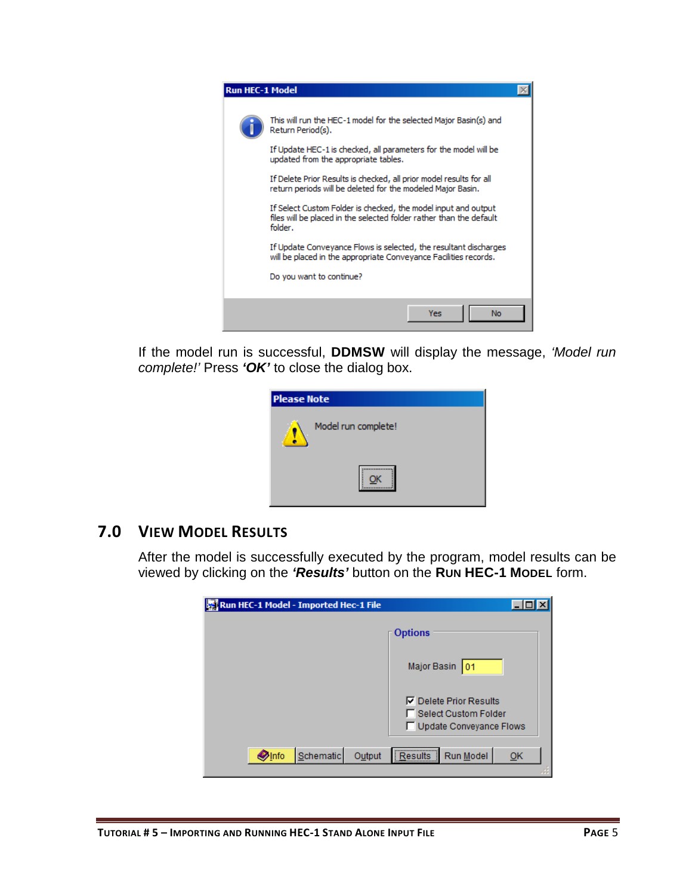If the model run is successful, **DDMSW** will display the message, *'Model run complete!'* Press ***'OK'*** to close the dialog box.

## 7.0 VIEW MODEL RESULTS

After the model is successfully executed by the program, model results can be viewed by clicking on the ***'Results'*** button on the **RUN HEC-1 MODEL** form.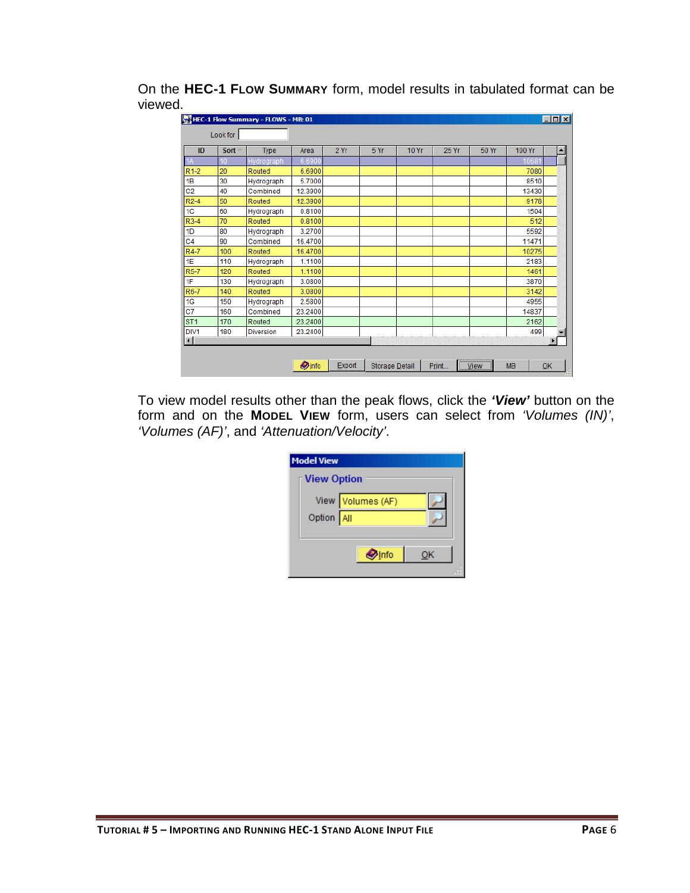On the **HEC-1 FLOW SUMMARY** form, model results in tabulated format can be viewed.

HEC-1 Flow Summary - FLOWS - MB: 01

Look for

| ID | Sort | Type | Area | 2 Yr | 5 Yr | 10 Yr | 25 Yr | 50 Yr | 100 Yr |
|---|---|---|---|---|---|---|---|---|---|
| 1A | 10 | Hydrograph | 6.6900 | | | | | | 10681 |
| R1-2 | 20 | Routed | 6.6900 | | | | | | 7080 |
| 1B | 30 | Hydrograph | 5.7000 | | | | | | 8510 |
| C2 | 40 | Combined | 12.3900 | | | | | | 13430 |
| R2-4 | 50 | Routed | 12.3900 | | | | | | 9178 |
| 1C | 60 | Hydrograph | 0.8100 | | | | | | 1504 |
| R3-4 | 70 | Routed | 0.8100 | | | | | | 512 |
| 1D | 80 | Hydrograph | 3.2700 | | | | | | 5592 |
| C4 | 90 | Combined | 16.4700 | | | | | | 11471 |
| R4-7 | 100 | Routed | 16.4700 | | | | | | 10275 |
| 1E | 110 | Hydrograph | 1.1100 | | | | | | 2183 |
| R5-7 | 120 | Routed | 1.1100 | | | | | | 1461 |
| 1F | 130 | Hydrograph | 3.0800 | | | | | | 3870 |
| R6-7 | 140 | Routed | 3.0800 | | | | | | 3142 |
| 1G | 150 | Hydrograph | 2.5800 | | | | | | 4955 |
| C7 | 160 | Combined | 23.2400 | | | | | | 14837 |
| ST1 | 170 | Routed | 23.2400 | | | | | | 2162 |
| DIV1 | 180 | Diversion | 23.2400 | | | | | | 499 |

Info | Export | Storage Detail | Print... | View | MB | OK

To view model results other than the peak flows, click the ***'View'*** button on the form and on the **MODEL VIEW** form, users can select from *'Volumes (IN)'*, *'Volumes (AF)'*, and *'Attenuation/Velocity'*.

Model View

View Option

View: Volumes (AF)

Option: All

Info | OK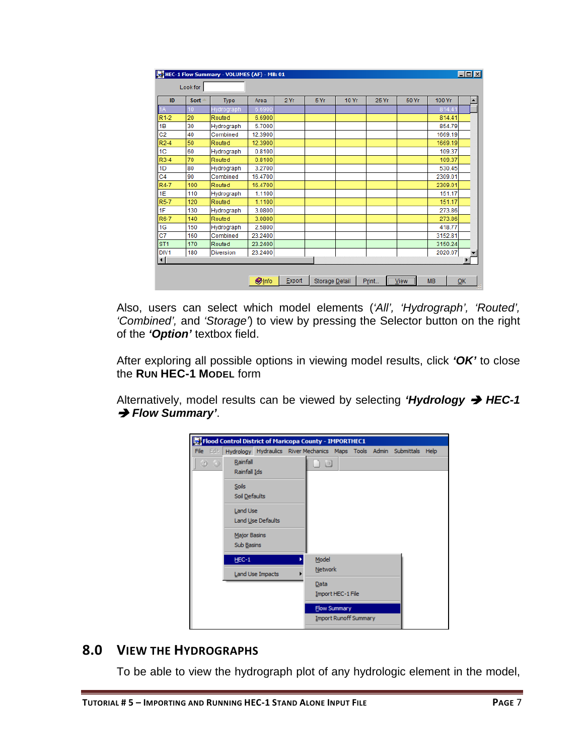| ID | Sort | Type | Area | 2 Yr | 5 Yr | 10 Yr | 25 Yr | 50 Yr | 100 Yr |
|---|---|---|---|---|---|---|---|---|---|
| 1A | 10 | Hydrograph | 6.6900 | | | | | | 814.41 |
| R1-2 | 20 | Routed | 6.6900 | | | | | | 814.41 |
| 1B | 30 | Hydrograph | 5.7000 | | | | | | 854.79 |
| C2 | 40 | Combined | 12.3900 | | | | | | 1669.19 |
| R2-4 | 50 | Routed | 12.3900 | | | | | | 1669.19 |
| 1C | 60 | Hydrograph | 0.8100 | | | | | | 109.37 |
| R3-4 | 70 | Routed | 0.8100 | | | | | | 109.37 |
| 1D | 80 | Hydrograph | 3.2700 | | | | | | 530.45 |
| C4 | 90 | Combined | 16.4700 | | | | | | 2309.01 |
| R4-7 | 100 | Routed | 16.4700 | | | | | | 2309.01 |
| 1E | 110 | Hydrograph | 1.1100 | | | | | | 151.17 |
| R5-7 | 120 | Routed | 1.1100 | | | | | | 151.17 |
| 1F | 130 | Hydrograph | 3.0800 | | | | | | 273.86 |
| R6-7 | 140 | Routed | 3.0800 | | | | | | 273.86 |
| 1G | 150 | Hydrograph | 2.5800 | | | | | | 418.77 |
| C7 | 160 | Combined | 23.2400 | | | | | | 3152.81 |
| ST1 | 170 | Routed | 23.2400 | | | | | | 3150.24 |
| DIV1 | 180 | Diversion | 23.2400 | | | | | | 2020.07 |

Also, users can select which model elements (*'All', 'Hydrograph', 'Routed', 'Combined',* and *'Storage'*) to view by pressing the Selector button on the right of the ***'Option'*** textbox field.

After exploring all possible options in viewing model results, click ***'OK'*** to close the **RUN HEC-1 MODEL** form

Alternatively, model results can be viewed by selecting ***'Hydrology → HEC-1 → Flow Summary'***.

## 8.0 VIEW THE HYDROGRAPHS

To be able to view the hydrograph plot of any hydrologic element in the model,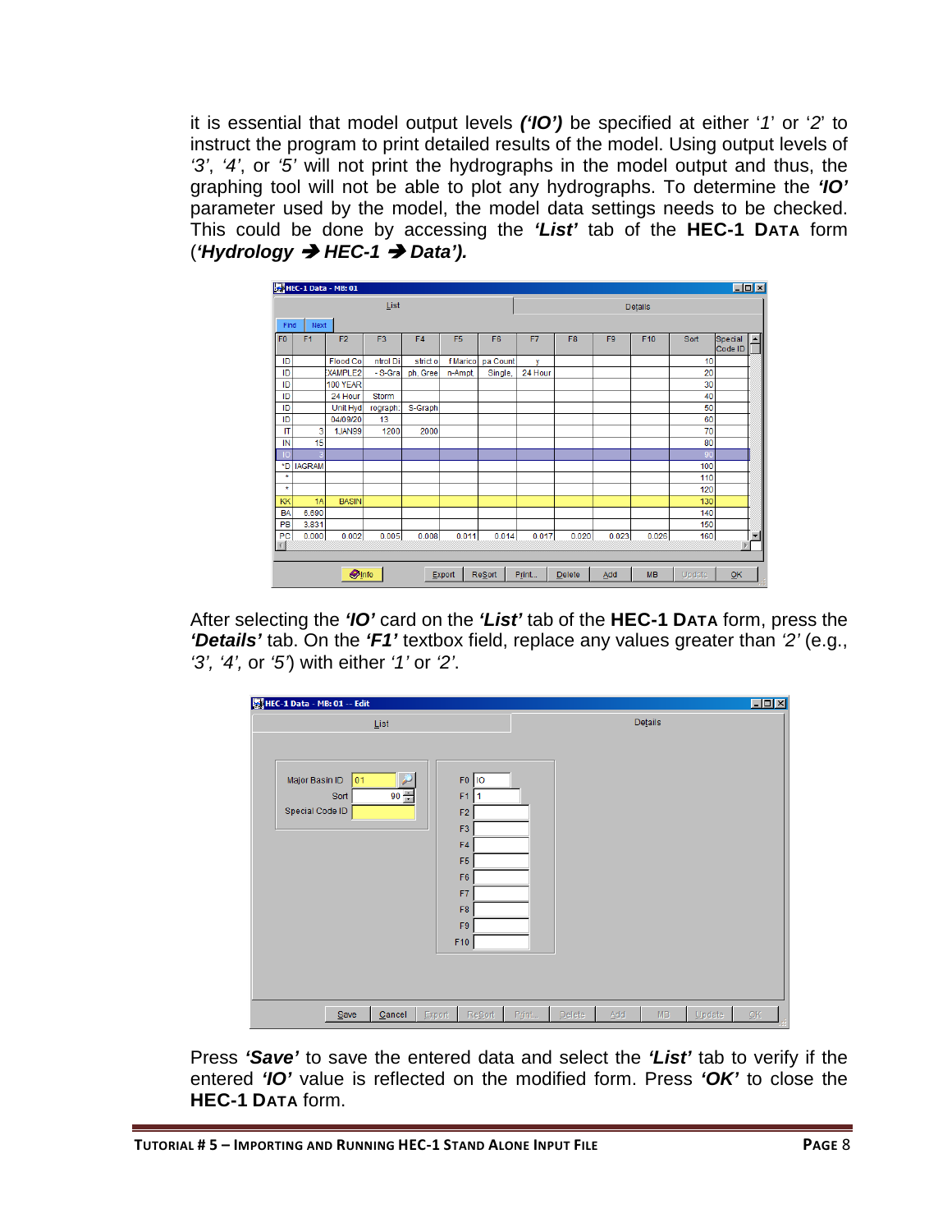it is essential that model output levels ***('IO')*** be specified at either '*1*' or '*2*' to instruct the program to print detailed results of the model. Using output levels of *'3'*, *'4'*, or *'5'* will not print the hydrographs in the model output and thus, the graphing tool will not be able to plot any hydrographs. To determine the ***'IO'*** parameter used by the model, the model data settings needs to be checked. This could be done by accessing the ***'List'*** tab of the **HEC-1 DATA** form (***'Hydrology → HEC-1 → Data').***

After selecting the ***'IO'*** card on the ***'List'*** tab of the **HEC-1 DATA** form, press the ***'Details'*** tab. On the ***'F1'*** textbox field, replace any values greater than *'2'* (e.g., *'3', '4',* or *'5'*) with either *'1'* or *'2'*.

Press ***'Save'*** to save the entered data and select the ***'List'*** tab to verify if the entered ***'IO'*** value is reflected on the modified form. Press ***'OK'*** to close the **HEC-1 DATA** form.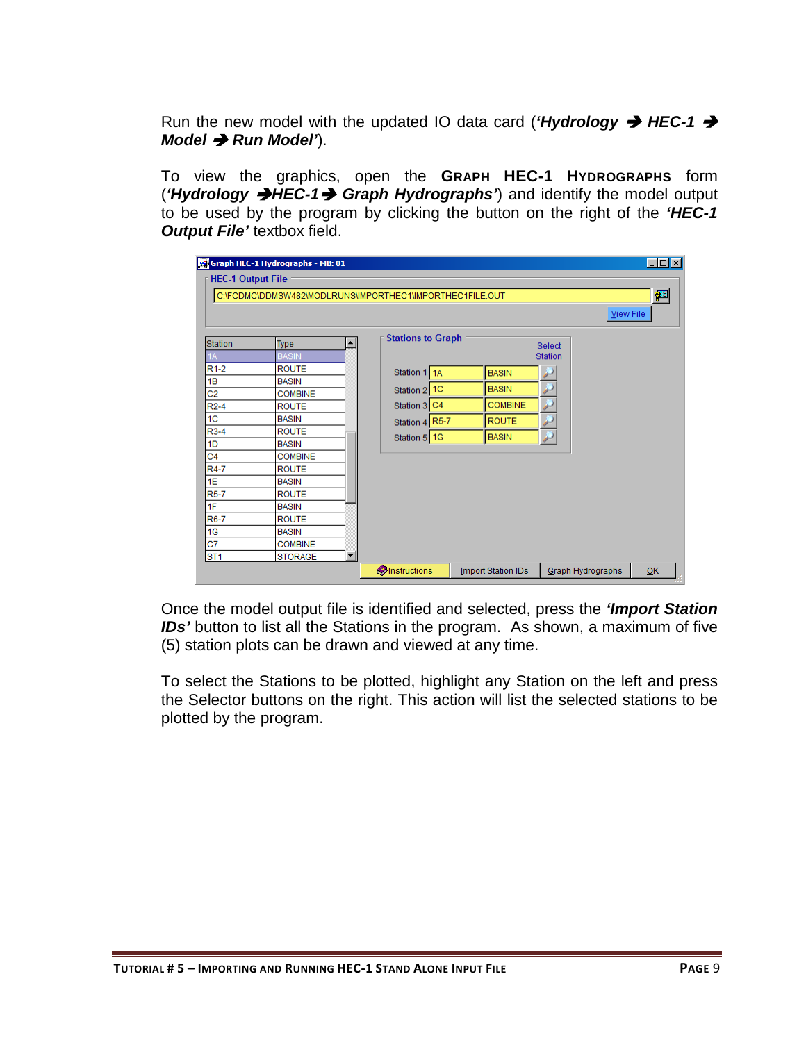Run the new model with the updated IO data card (***'Hydrology* ➔ *HEC-1* ➔ *Model* ➔ *Run Model'***).

To view the graphics, open the **GRAPH HEC-1 HYDROGRAPHS** form (***'Hydrology* ➔*HEC-1*➔ *Graph Hydrographs'***) and identify the model output to be used by the program by clicking the button on the right of the ***'HEC-1 Output File'*** textbox field.

Once the model output file is identified and selected, press the ***'Import Station IDs'*** button to list all the Stations in the program. As shown, a maximum of five (5) station plots can be drawn and viewed at any time.

To select the Stations to be plotted, highlight any Station on the left and press the Selector buttons on the right. This action will list the selected stations to be plotted by the program.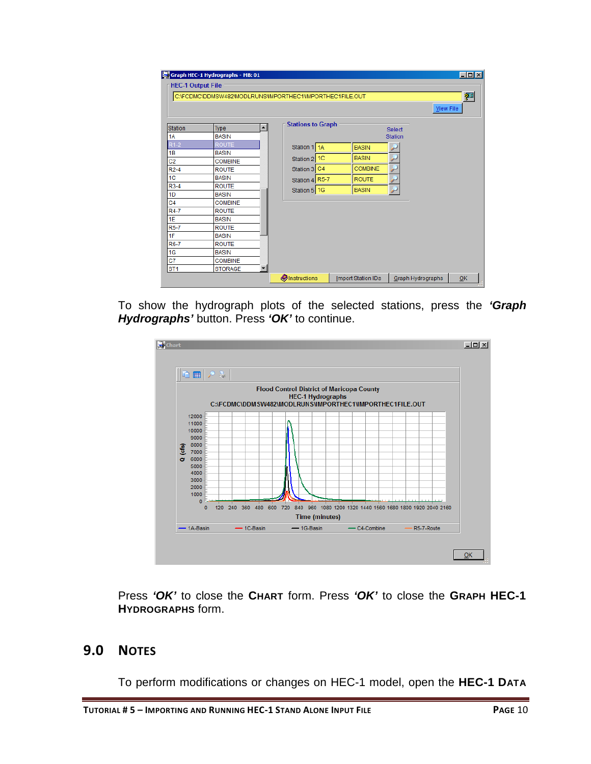To show the hydrograph plots of the selected stations, press the ***'Graph Hydrographs'*** button. Press ***'OK'*** to continue.

Press ***'OK'*** to close the **CHART** form. Press ***'OK'*** to close the **GRAPH HEC-1 HYDROGRAPHS** form.

## 9.0 NOTES

To perform modifications or changes on HEC-1 model, open the **HEC-1 DATA**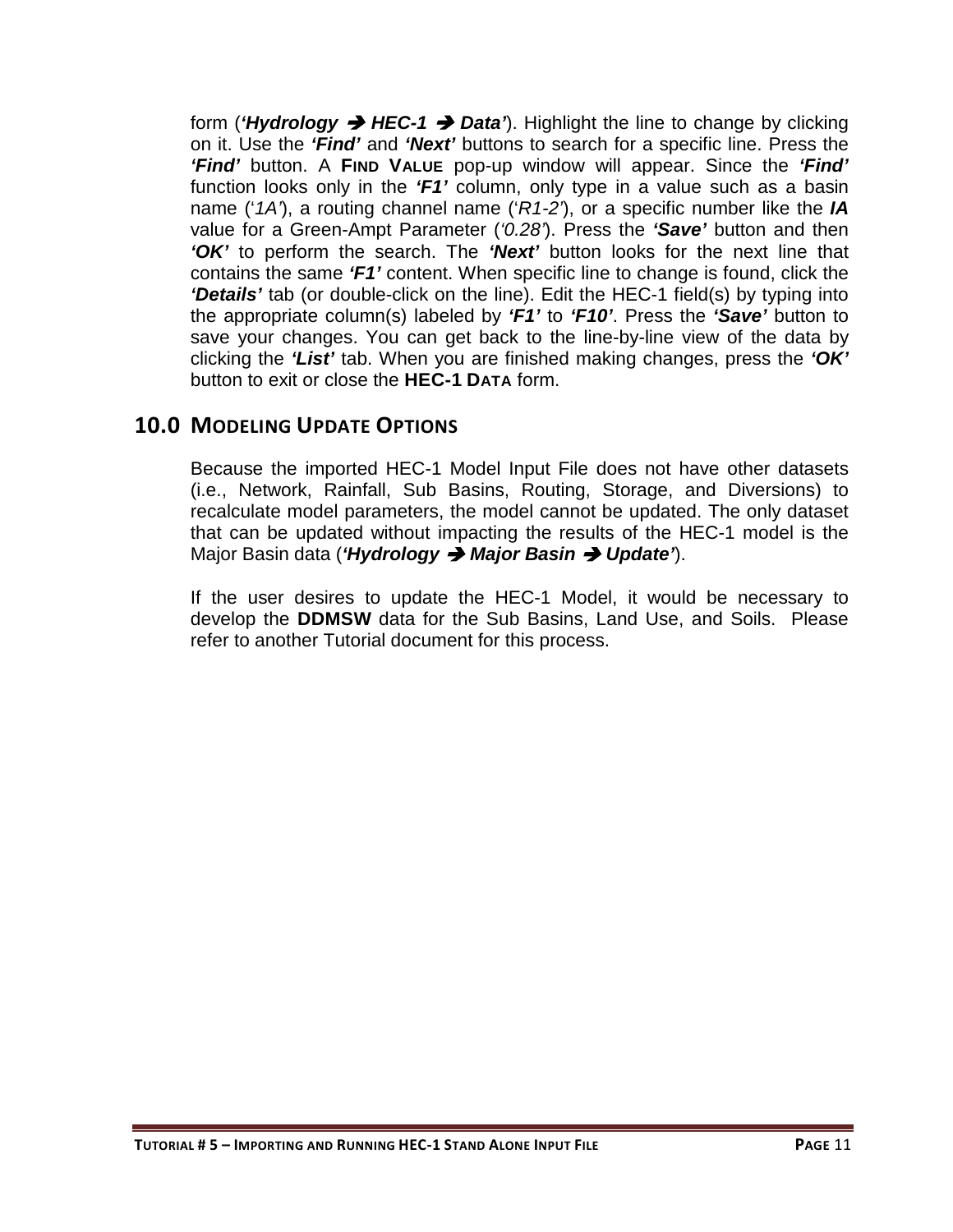form (***'Hydrology* ➔ *HEC-1* ➔ *Data'***). Highlight the line to change by clicking on it. Use the ***'Find'*** and ***'Next'*** buttons to search for a specific line. Press the ***'Find'*** button. A **FIND VALUE** pop-up window will appear. Since the ***'Find'*** function looks only in the ***'F1'*** column, only type in a value such as a basin name ('*1A*'), a routing channel name ('*R1-2*'), or a specific number like the ***IA*** value for a Green-Ampt Parameter (*'0.28'*). Press the ***'Save'*** button and then ***'OK'*** to perform the search. The ***'Next'*** button looks for the next line that contains the same ***'F1'*** content. When specific line to change is found, click the ***'Details'*** tab (or double-click on the line). Edit the HEC-1 field(s) by typing into the appropriate column(s) labeled by ***'F1'*** to ***'F10'***. Press the ***'Save'*** button to save your changes. You can get back to the line-by-line view of the data by clicking the ***'List'*** tab. When you are finished making changes, press the ***'OK'*** button to exit or close the **HEC-1 DATA** form.

## 10.0 MODELING UPDATE OPTIONS

Because the imported HEC-1 Model Input File does not have other datasets (i.e., Network, Rainfall, Sub Basins, Routing, Storage, and Diversions) to recalculate model parameters, the model cannot be updated. The only dataset that can be updated without impacting the results of the HEC-1 model is the Major Basin data (***'Hydrology* ➔ *Major Basin* ➔ *Update'***).

If the user desires to update the HEC-1 Model, it would be necessary to develop the **DDMSW** data for the Sub Basins, Land Use, and Soils. Please refer to another Tutorial document for this process.